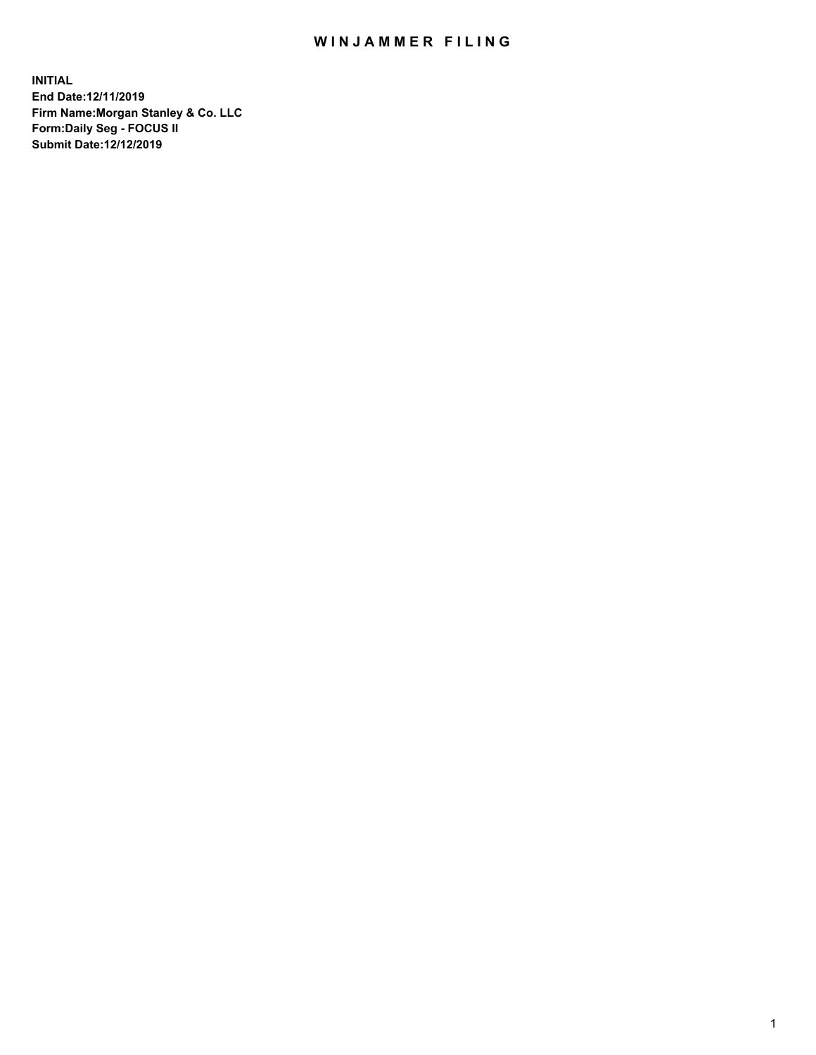# WINJAMMER FILING

**INITIAL**
**End Date:12/11/2019**
**Firm Name:Morgan Stanley & Co. LLC**
**Form:Daily Seg - FOCUS II**
**Submit Date:12/12/2019**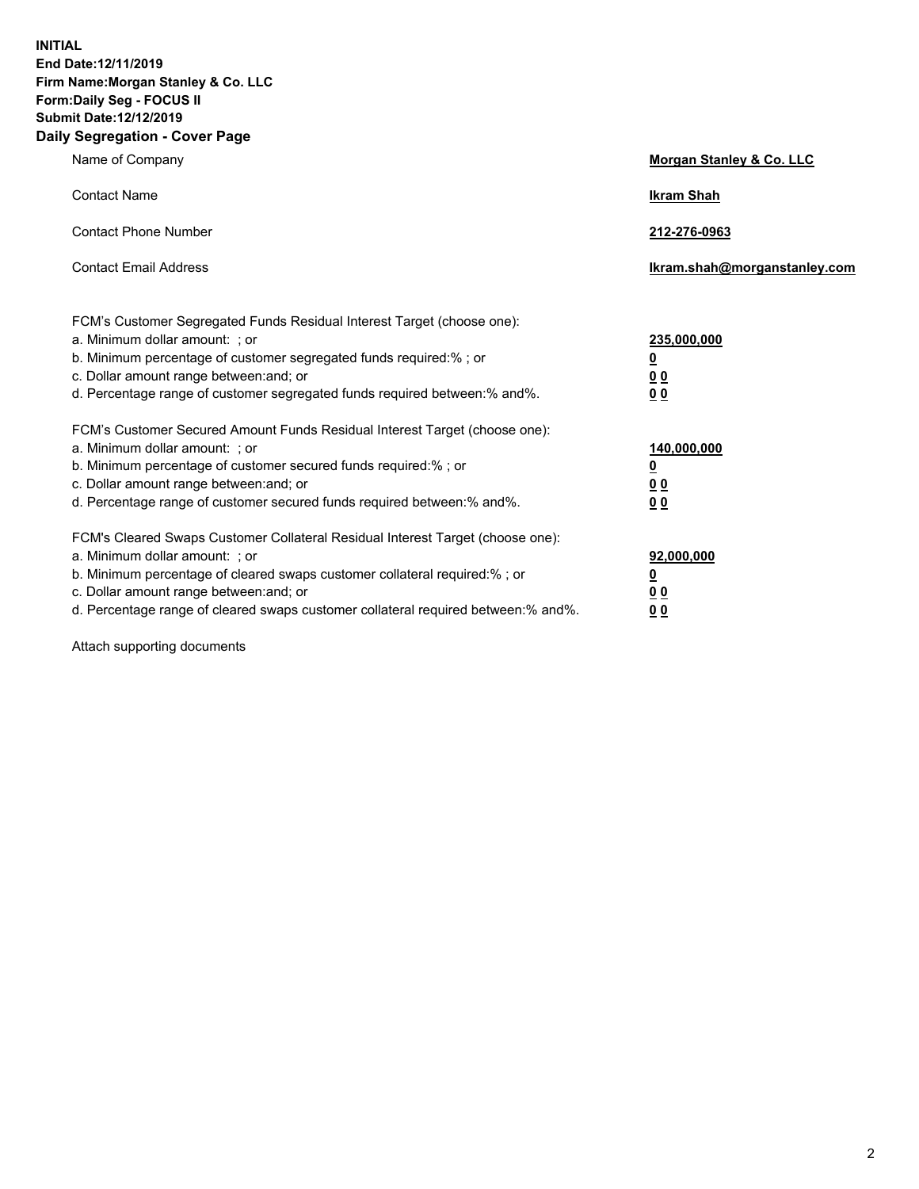**INITIAL**
**End Date:12/11/2019**
**Firm Name:Morgan Stanley & Co. LLC**
**Form:Daily Seg - FOCUS II**
**Submit Date:12/12/2019**

## Daily Segregation - Cover Page

| | |
|---|---|
| Name of Company | **Morgan Stanley & Co. LLC** |
| Contact Name | **Ikram Shah** |
| Contact Phone Number | **212-276-0963** |
| Contact Email Address | **Ikram.shah@morganstanley.com** |

| | |
|---|---|
| FCM's Customer Segregated Funds Residual Interest Target (choose one): | |
| a. Minimum dollar amount: ; or | **235,000,000** |
| b. Minimum percentage of customer segregated funds required:% ; or | **0** |
| c. Dollar amount range between:and; or | **0 0** |
| d. Percentage range of customer segregated funds required between:% and%. | **0 0** |
| FCM's Customer Secured Amount Funds Residual Interest Target (choose one): | |
| a. Minimum dollar amount: ; or | **140,000,000** |
| b. Minimum percentage of customer secured funds required:% ; or | **0** |
| c. Dollar amount range between:and; or | **0 0** |
| d. Percentage range of customer secured funds required between:% and%. | **0 0** |
| FCM's Cleared Swaps Customer Collateral Residual Interest Target (choose one): | |
| a. Minimum dollar amount: ; or | **92,000,000** |
| b. Minimum percentage of cleared swaps customer collateral required:% ; or | **0** |
| c. Dollar amount range between:and; or | **0 0** |
| d. Percentage range of cleared swaps customer collateral required between:% and%. | **0 0** |

Attach supporting documents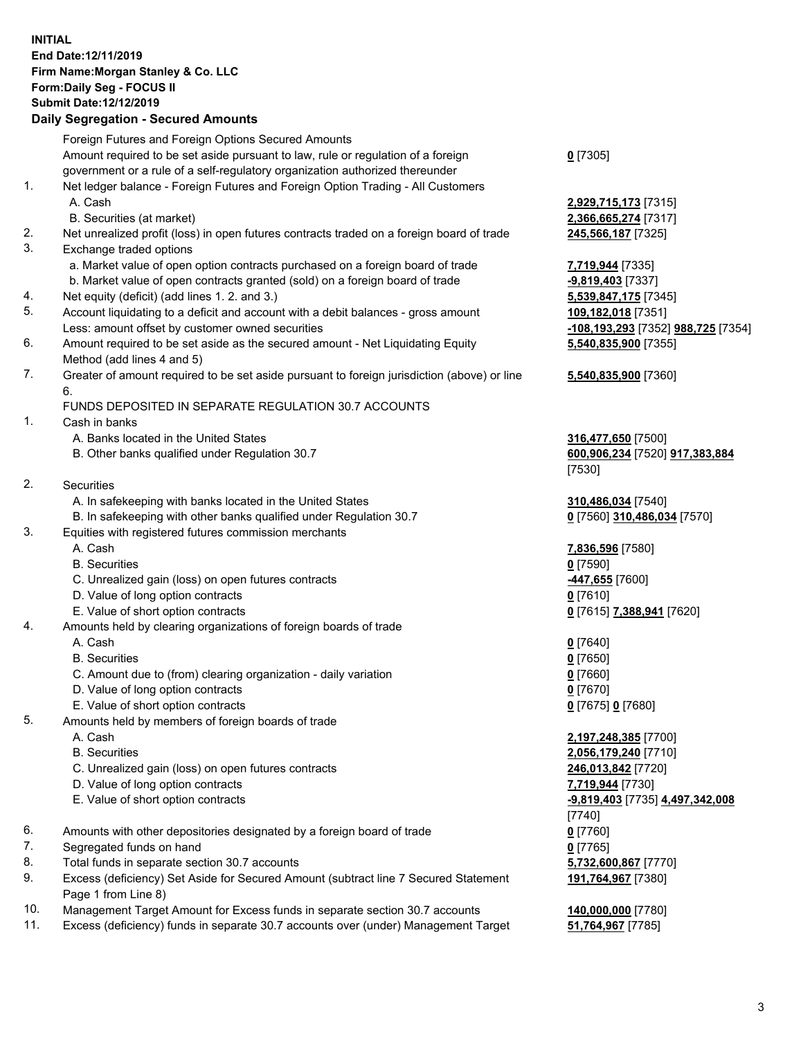**INITIAL**
**End Date:12/11/2019**
**Firm Name:Morgan Stanley & Co. LLC**
**Form:Daily Seg - FOCUS II**
**Submit Date:12/12/2019**

## Daily Segregation - Secured Amounts

| | | |
|---|---|---|
| | Foreign Futures and Foreign Options Secured Amounts | |
| | Amount required to be set aside pursuant to law, rule or regulation of a foreign government or a rule of a self-regulatory organization authorized thereunder | **0** [7305] |
| 1. | Net ledger balance - Foreign Futures and Foreign Option Trading - All Customers | |
| | A. Cash | **2,929,715,173** [7315] |
| | B. Securities (at market) | **2,366,665,274** [7317] |
| 2. | Net unrealized profit (loss) in open futures contracts traded on a foreign board of trade | **245,566,187** [7325] |
| 3. | Exchange traded options | |
| | a. Market value of open option contracts purchased on a foreign board of trade | **7,719,944** [7335] |
| | b. Market value of open contracts granted (sold) on a foreign board of trade | **-9,819,403** [7337] |
| 4. | Net equity (deficit) (add lines 1. 2. and 3.) | **5,539,847,175** [7345] |
| 5. | Account liquidating to a deficit and account with a debit balances - gross amount | **109,182,018** [7351] |
| | Less: amount offset by customer owned securities | **-108,193,293** [7352] **988,725** [7354] |
| 6. | Amount required to be set aside as the secured amount - Net Liquidating Equity Method (add lines 4 and 5) | **5,540,835,900** [7355] |
| 7. | Greater of amount required to be set aside pursuant to foreign jurisdiction (above) or line 6. | **5,540,835,900** [7360] |
| | FUNDS DEPOSITED IN SEPARATE REGULATION 30.7 ACCOUNTS | |
| 1. | Cash in banks | |
| | A. Banks located in the United States | **316,477,650** [7500] |
| | B. Other banks qualified under Regulation 30.7 | **600,906,234** [7520] **917,383,884** [7530] |
| 2. | Securities | |
| | A. In safekeeping with banks located in the United States | **310,486,034** [7540] |
| | B. In safekeeping with other banks qualified under Regulation 30.7 | **0** [7560] **310,486,034** [7570] |
| 3. | Equities with registered futures commission merchants | |
| | A. Cash | **7,836,596** [7580] |
| | B. Securities | **0** [7590] |
| | C. Unrealized gain (loss) on open futures contracts | **-447,655** [7600] |
| | D. Value of long option contracts | **0** [7610] |
| | E. Value of short option contracts | **0** [7615] **7,388,941** [7620] |
| 4. | Amounts held by clearing organizations of foreign boards of trade | |
| | A. Cash | **0** [7640] |
| | B. Securities | **0** [7650] |
| | C. Amount due to (from) clearing organization - daily variation | **0** [7660] |
| | D. Value of long option contracts | **0** [7670] |
| | E. Value of short option contracts | **0** [7675] **0** [7680] |
| 5. | Amounts held by members of foreign boards of trade | |
| | A. Cash | **2,197,248,385** [7700] |
| | B. Securities | **2,056,179,240** [7710] |
| | C. Unrealized gain (loss) on open futures contracts | **246,013,842** [7720] |
| | D. Value of long option contracts | **7,719,944** [7730] |
| | E. Value of short option contracts | **-9,819,403** [7735] **4,497,342,008** [7740] |
| 6. | Amounts with other depositories designated by a foreign board of trade | **0** [7760] |
| 7. | Segregated funds on hand | **0** [7765] |
| 8. | Total funds in separate section 30.7 accounts | **5,732,600,867** [7770] |
| 9. | Excess (deficiency) Set Aside for Secured Amount (subtract line 7 Secured Statement Page 1 from Line 8) | **191,764,967** [7380] |
| 10. | Management Target Amount for Excess funds in separate section 30.7 accounts | **140,000,000** [7780] |
| 11. | Excess (deficiency) funds in separate 30.7 accounts over (under) Management Target | **51,764,967** [7785] |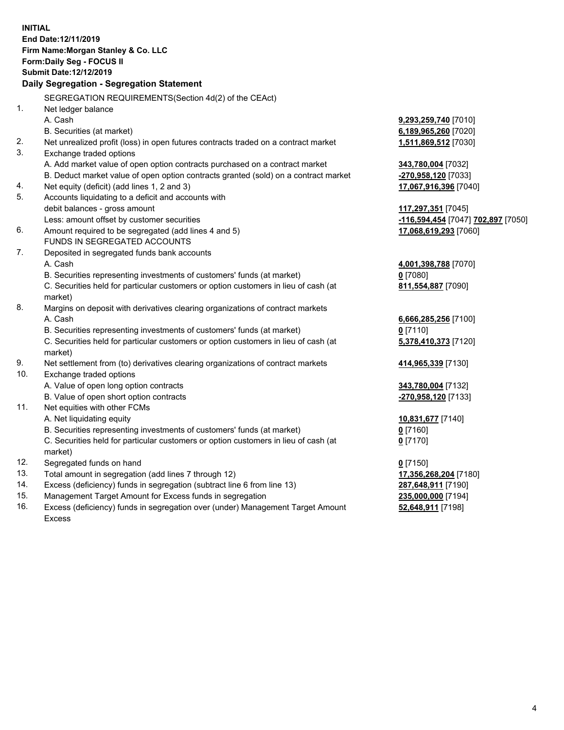**INITIAL**
**End Date:12/11/2019**
**Firm Name:Morgan Stanley & Co. LLC**
**Form:Daily Seg - FOCUS II**
**Submit Date:12/12/2019**
**Daily Segregation - Segregation Statement**

SEGREGATION REQUIREMENTS(Section 4d(2) of the CEAct)

| | | |
|---|---|---|
| 1. | Net ledger balance | |
| | A. Cash | **9,293,259,740** [7010] |
| | B. Securities (at market) | **6,189,965,260** [7020] |
| 2. | Net unrealized profit (loss) in open futures contracts traded on a contract market | **1,511,869,512** [7030] |
| 3. | Exchange traded options | |
| | A. Add market value of open option contracts purchased on a contract market | **343,780,004** [7032] |
| | B. Deduct market value of open option contracts granted (sold) on a contract market | **-270,958,120** [7033] |
| 4. | Net equity (deficit) (add lines 1, 2 and 3) | **17,067,916,396** [7040] |
| 5. | Accounts liquidating to a deficit and accounts with debit balances - gross amount | **117,297,351** [7045] |
| | Less: amount offset by customer securities | **-116,594,454** [7047] **702,897** [7050] |
| 6. | Amount required to be segregated (add lines 4 and 5) | **17,068,619,293** [7060] |
| | FUNDS IN SEGREGATED ACCOUNTS | |
| 7. | Deposited in segregated funds bank accounts | |
| | A. Cash | **4,001,398,788** [7070] |
| | B. Securities representing investments of customers' funds (at market) | **0** [7080] |
| | C. Securities held for particular customers or option customers in lieu of cash (at market) | **811,554,887** [7090] |
| 8. | Margins on deposit with derivatives clearing organizations of contract markets | |
| | A. Cash | **6,666,285,256** [7100] |
| | B. Securities representing investments of customers' funds (at market) | **0** [7110] |
| | C. Securities held for particular customers or option customers in lieu of cash (at market) | **5,378,410,373** [7120] |
| 9. | Net settlement from (to) derivatives clearing organizations of contract markets | **414,965,339** [7130] |
| 10. | Exchange traded options | |
| | A. Value of open long option contracts | **343,780,004** [7132] |
| | B. Value of open short option contracts | **-270,958,120** [7133] |
| 11. | Net equities with other FCMs | |
| | A. Net liquidating equity | **10,831,677** [7140] |
| | B. Securities representing investments of customers' funds (at market) | **0** [7160] |
| | C. Securities held for particular customers or option customers in lieu of cash (at market) | **0** [7170] |
| 12. | Segregated funds on hand | **0** [7150] |
| 13. | Total amount in segregation (add lines 7 through 12) | **17,356,268,204** [7180] |
| 14. | Excess (deficiency) funds in segregation (subtract line 6 from line 13) | **287,648,911** [7190] |
| 15. | Management Target Amount for Excess funds in segregation | **235,000,000** [7194] |
| 16. | Excess (deficiency) funds in segregation over (under) Management Target Amount Excess | **52,648,911** [7198] |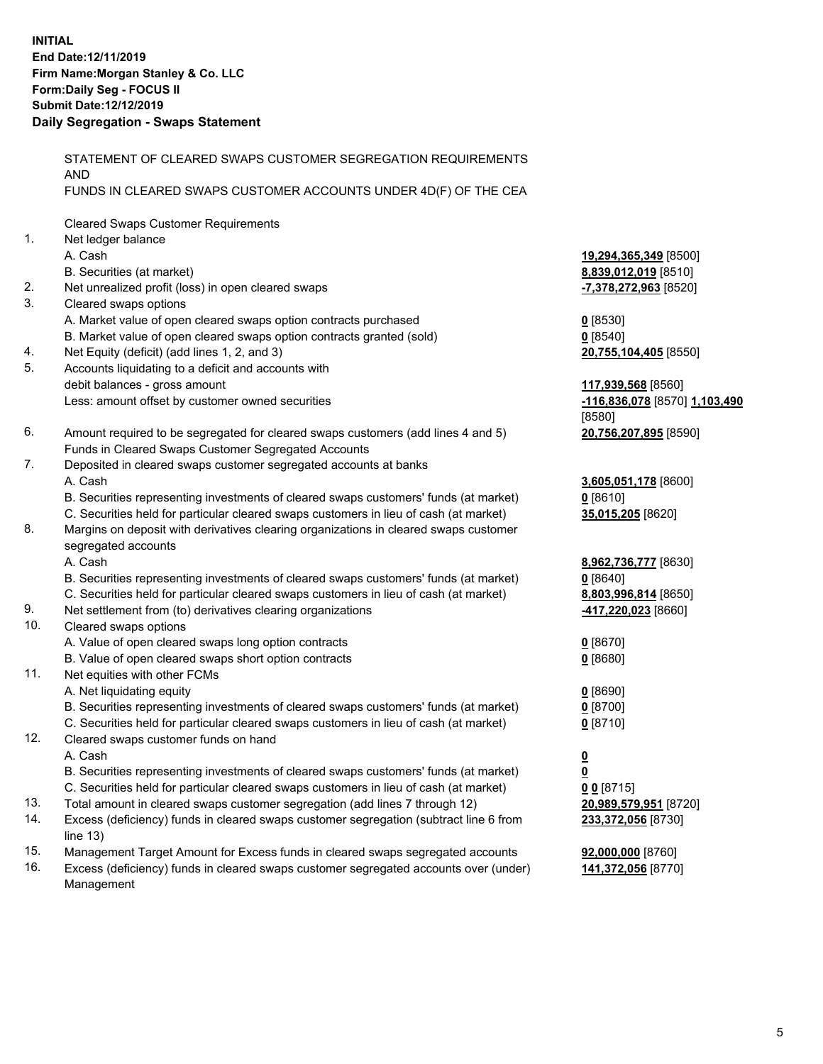**INITIAL**
**End Date:12/11/2019**
**Firm Name:Morgan Stanley & Co. LLC**
**Form:Daily Seg - FOCUS II**
**Submit Date:12/12/2019**
**Daily Segregation - Swaps Statement**

STATEMENT OF CLEARED SWAPS CUSTOMER SEGREGATION REQUIREMENTS AND FUNDS IN CLEARED SWAPS CUSTOMER ACCOUNTS UNDER 4D(F) OF THE CEA

| | | |
|---|---|---|
| | Cleared Swaps Customer Requirements | |
| 1. | Net ledger balance | |
| | A. Cash | **19,294,365,349** [8500] |
| | B. Securities (at market) | **8,839,012,019** [8510] |
| 2. | Net unrealized profit (loss) in open cleared swaps | **-7,378,272,963** [8520] |
| 3. | Cleared swaps options | |
| | A. Market value of open cleared swaps option contracts purchased | **0** [8530] |
| | B. Market value of open cleared swaps option contracts granted (sold) | **0** [8540] |
| 4. | Net Equity (deficit) (add lines 1, 2, and 3) | **20,755,104,405** [8550] |
| 5. | Accounts liquidating to a deficit and accounts with debit balances - gross amount | **117,939,568** [8560] |
| | Less: amount offset by customer owned securities | **-116,836,078** [8570] **1,103,490** [8580] |
| 6. | Amount required to be segregated for cleared swaps customers (add lines 4 and 5) | **20,756,207,895** [8590] |
| | Funds in Cleared Swaps Customer Segregated Accounts | |
| 7. | Deposited in cleared swaps customer segregated accounts at banks | |
| | A. Cash | **3,605,051,178** [8600] |
| | B. Securities representing investments of cleared swaps customers' funds (at market) | **0** [8610] |
| | C. Securities held for particular cleared swaps customers in lieu of cash (at market) | **35,015,205** [8620] |
| 8. | Margins on deposit with derivatives clearing organizations in cleared swaps customer segregated accounts | |
| | A. Cash | **8,962,736,777** [8630] |
| | B. Securities representing investments of cleared swaps customers' funds (at market) | **0** [8640] |
| | C. Securities held for particular cleared swaps customers in lieu of cash (at market) | **8,803,996,814** [8650] |
| 9. | Net settlement from (to) derivatives clearing organizations | **-417,220,023** [8660] |
| 10. | Cleared swaps options | |
| | A. Value of open cleared swaps long option contracts | **0** [8670] |
| | B. Value of open cleared swaps short option contracts | **0** [8680] |
| 11. | Net equities with other FCMs | |
| | A. Net liquidating equity | **0** [8690] |
| | B. Securities representing investments of cleared swaps customers' funds (at market) | **0** [8700] |
| | C. Securities held for particular cleared swaps customers in lieu of cash (at market) | **0** [8710] |
| 12. | Cleared swaps customer funds on hand | |
| | A. Cash | **0** |
| | B. Securities representing investments of cleared swaps customers' funds (at market) | **0** |
| | C. Securities held for particular cleared swaps customers in lieu of cash (at market) | **0** **0** [8715] |
| 13. | Total amount in cleared swaps customer segregation (add lines 7 through 12) | **20,989,579,951** [8720] |
| 14. | Excess (deficiency) funds in cleared swaps customer segregation (subtract line 6 from line 13) | **233,372,056** [8730] |
| 15. | Management Target Amount for Excess funds in cleared swaps segregated accounts | **92,000,000** [8760] |
| 16. | Excess (deficiency) funds in cleared swaps customer segregated accounts over (under) Management | **141,372,056** [8770] |